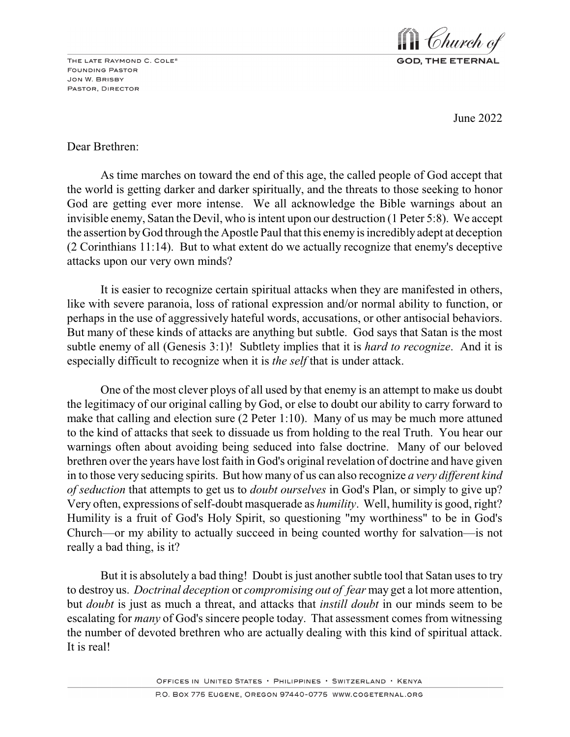The late Raymond C. Cole®
Founding Pastor
Jon W. Brisby
Pastor, Director

Church of GOD, THE ETERNAL

June 2022

Dear Brethren:

As time marches on toward the end of this age, the called people of God accept that the world is getting darker and darker spiritually, and the threats to those seeking to honor God are getting ever more intense. We all acknowledge the Bible warnings about an invisible enemy, Satan the Devil, who is intent upon our destruction (1 Peter 5:8). We accept the assertion by God through the Apostle Paul that this enemy is incredibly adept at deception (2 Corinthians 11:14). But to what extent do we actually recognize that enemy's deceptive attacks upon our very own minds?

It is easier to recognize certain spiritual attacks when they are manifested in others, like with severe paranoia, loss of rational expression and/or normal ability to function, or perhaps in the use of aggressively hateful words, accusations, or other antisocial behaviors. But many of these kinds of attacks are anything but subtle. God says that Satan is the most subtle enemy of all (Genesis 3:1)! Subtlety implies that it is *hard to recognize*. And it is especially difficult to recognize when it is *the self* that is under attack.

One of the most clever ploys of all used by that enemy is an attempt to make us doubt the legitimacy of our original calling by God, or else to doubt our ability to carry forward to make that calling and election sure (2 Peter 1:10). Many of us may be much more attuned to the kind of attacks that seek to dissuade us from holding to the real Truth. You hear our warnings often about avoiding being seduced into false doctrine. Many of our beloved brethren over the years have lost faith in God's original revelation of doctrine and have given in to those very seducing spirits. But how many of us can also recognize *a very different kind of seduction* that attempts to get us to *doubt ourselves* in God's Plan, or simply to give up? Very often, expressions of self-doubt masquerade as *humility*. Well, humility is good, right? Humility is a fruit of God's Holy Spirit, so questioning "my worthiness" to be in God's Church—or my ability to actually succeed in being counted worthy for salvation—is not really a bad thing, is it?

But it is absolutely a bad thing! Doubt is just another subtle tool that Satan uses to try to destroy us. *Doctrinal deception* or *compromising out of fear* may get a lot more attention, but *doubt* is just as much a threat, and attacks that *instill doubt* in our minds seem to be escalating for *many* of God's sincere people today. That assessment comes from witnessing the number of devoted brethren who are actually dealing with this kind of spiritual attack. It is real!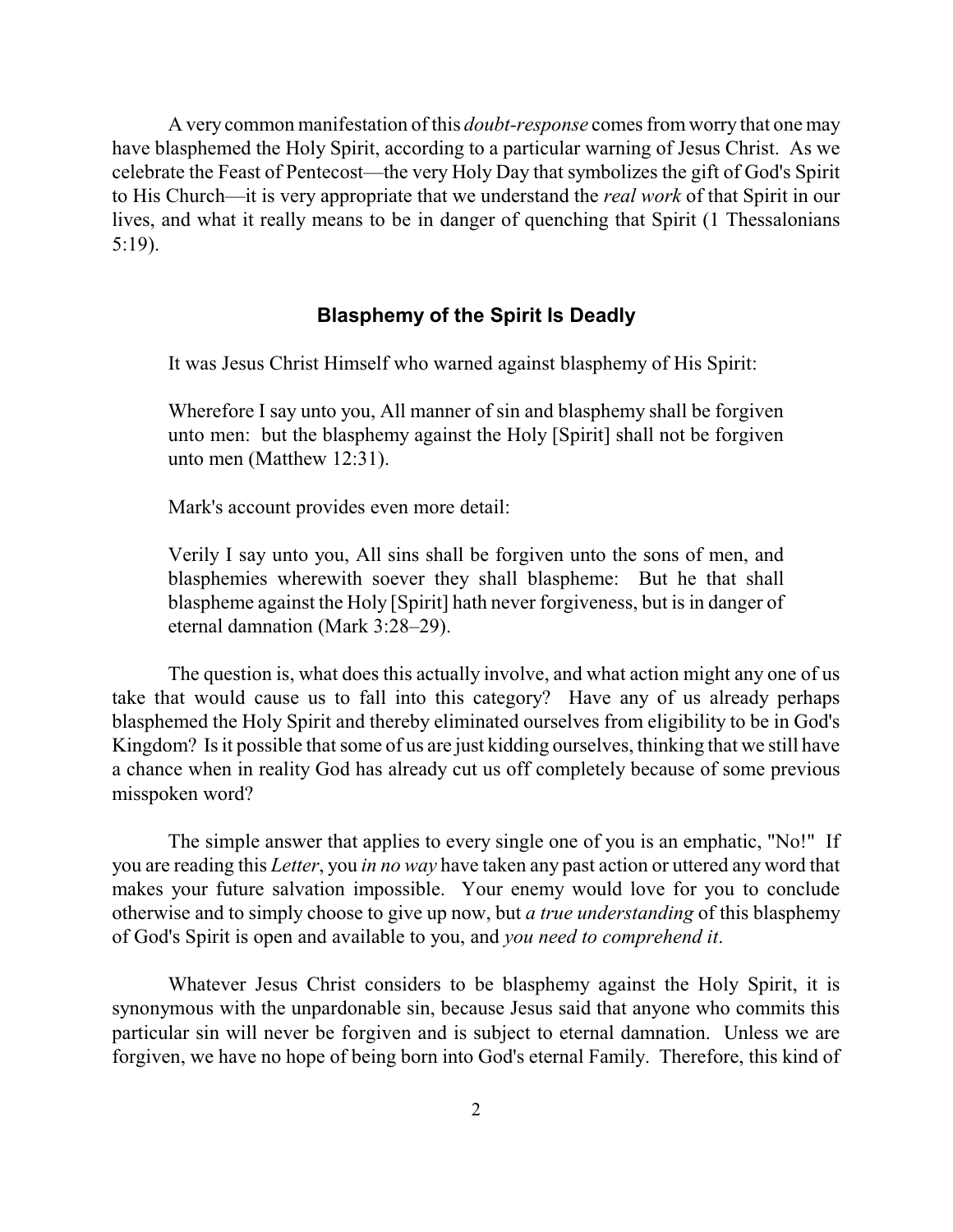A very common manifestation of this *doubt-response* comes from worry that one may have blasphemed the Holy Spirit, according to a particular warning of Jesus Christ. As we celebrate the Feast of Pentecost—the very Holy Day that symbolizes the gift of God's Spirit to His Church—it is very appropriate that we understand the *real work* of that Spirit in our lives, and what it really means to be in danger of quenching that Spirit (1 Thessalonians 5:19).

## Blasphemy of the Spirit Is Deadly

It was Jesus Christ Himself who warned against blasphemy of His Spirit:

> Wherefore I say unto you, All manner of sin and blasphemy shall be forgiven unto men: but the blasphemy against the Holy [Spirit] shall not be forgiven unto men (Matthew 12:31).

Mark's account provides even more detail:

> Verily I say unto you, All sins shall be forgiven unto the sons of men, and blasphemies wherewith soever they shall blaspheme: But he that shall blaspheme against the Holy [Spirit] hath never forgiveness, but is in danger of eternal damnation (Mark 3:28–29).

The question is, what does this actually involve, and what action might any one of us take that would cause us to fall into this category? Have any of us already perhaps blasphemed the Holy Spirit and thereby eliminated ourselves from eligibility to be in God's Kingdom? Is it possible that some of us are just kidding ourselves, thinking that we still have a chance when in reality God has already cut us off completely because of some previous misspoken word?

The simple answer that applies to every single one of you is an emphatic, "No!" If you are reading this *Letter*, you *in no way* have taken any past action or uttered any word that makes your future salvation impossible. Your enemy would love for you to conclude otherwise and to simply choose to give up now, but *a true understanding* of this blasphemy of God's Spirit is open and available to you, and *you need to comprehend it*.

Whatever Jesus Christ considers to be blasphemy against the Holy Spirit, it is synonymous with the unpardonable sin, because Jesus said that anyone who commits this particular sin will never be forgiven and is subject to eternal damnation. Unless we are forgiven, we have no hope of being born into God's eternal Family. Therefore, this kind of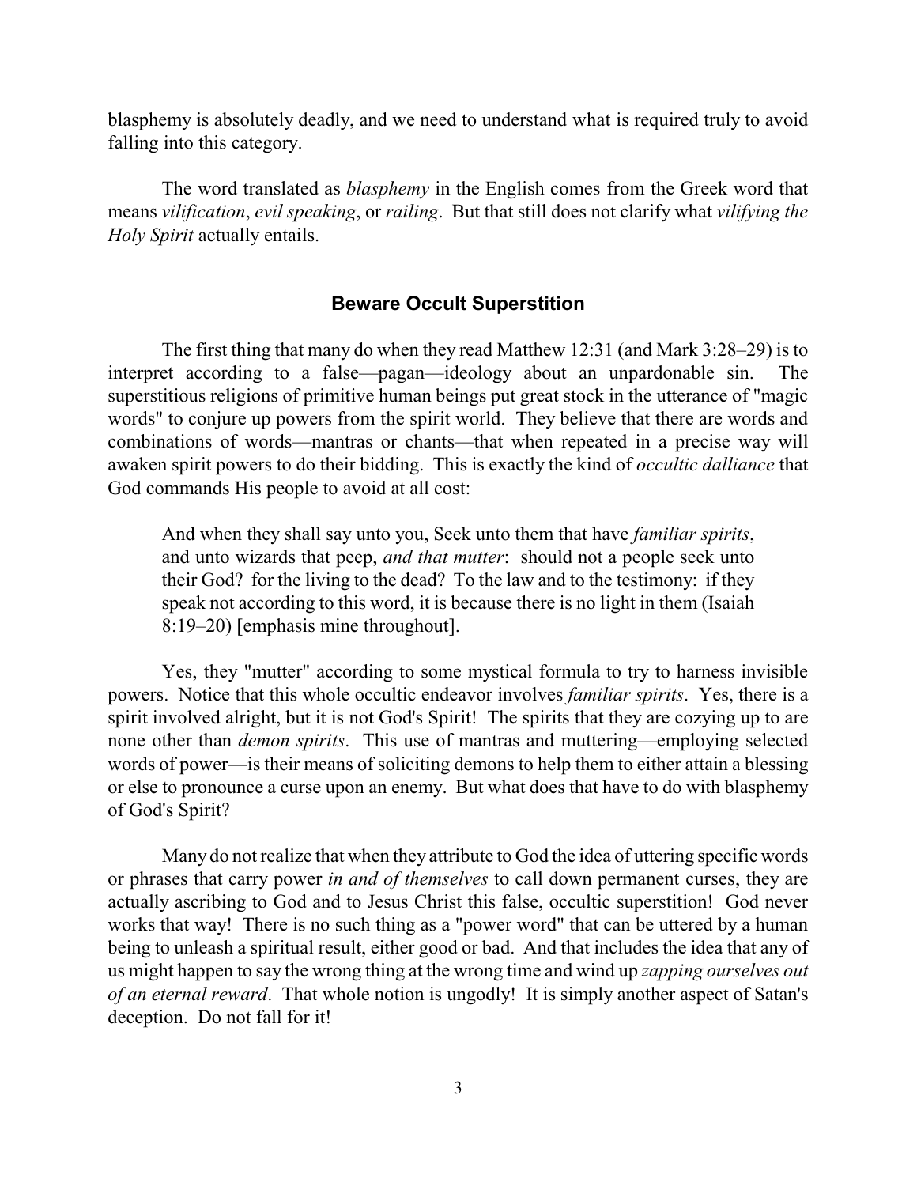blasphemy is absolutely deadly, and we need to understand what is required truly to avoid falling into this category.

The word translated as *blasphemy* in the English comes from the Greek word that means *vilification*, *evil speaking*, or *railing*. But that still does not clarify what *vilifying the Holy Spirit* actually entails.

## Beware Occult Superstition

The first thing that many do when they read Matthew 12:31 (and Mark 3:28–29) is to interpret according to a false—pagan—ideology about an unpardonable sin. The superstitious religions of primitive human beings put great stock in the utterance of "magic words" to conjure up powers from the spirit world. They believe that there are words and combinations of words—mantras or chants—that when repeated in a precise way will awaken spirit powers to do their bidding. This is exactly the kind of *occultic dalliance* that God commands His people to avoid at all cost:

> And when they shall say unto you, Seek unto them that have *familiar spirits*, and unto wizards that peep, *and that mutter*: should not a people seek unto their God? for the living to the dead? To the law and to the testimony: if they speak not according to this word, it is because there is no light in them (Isaiah 8:19–20) [emphasis mine throughout].

Yes, they "mutter" according to some mystical formula to try to harness invisible powers. Notice that this whole occultic endeavor involves *familiar spirits*. Yes, there is a spirit involved alright, but it is not God's Spirit! The spirits that they are cozying up to are none other than *demon spirits*. This use of mantras and muttering—employing selected words of power—is their means of soliciting demons to help them to either attain a blessing or else to pronounce a curse upon an enemy. But what does that have to do with blasphemy of God's Spirit?

Many do not realize that when they attribute to God the idea of uttering specific words or phrases that carry power *in and of themselves* to call down permanent curses, they are actually ascribing to God and to Jesus Christ this false, occultic superstition! God never works that way! There is no such thing as a "power word" that can be uttered by a human being to unleash a spiritual result, either good or bad. And that includes the idea that any of us might happen to say the wrong thing at the wrong time and wind up *zapping ourselves out of an eternal reward*. That whole notion is ungodly! It is simply another aspect of Satan's deception. Do not fall for it!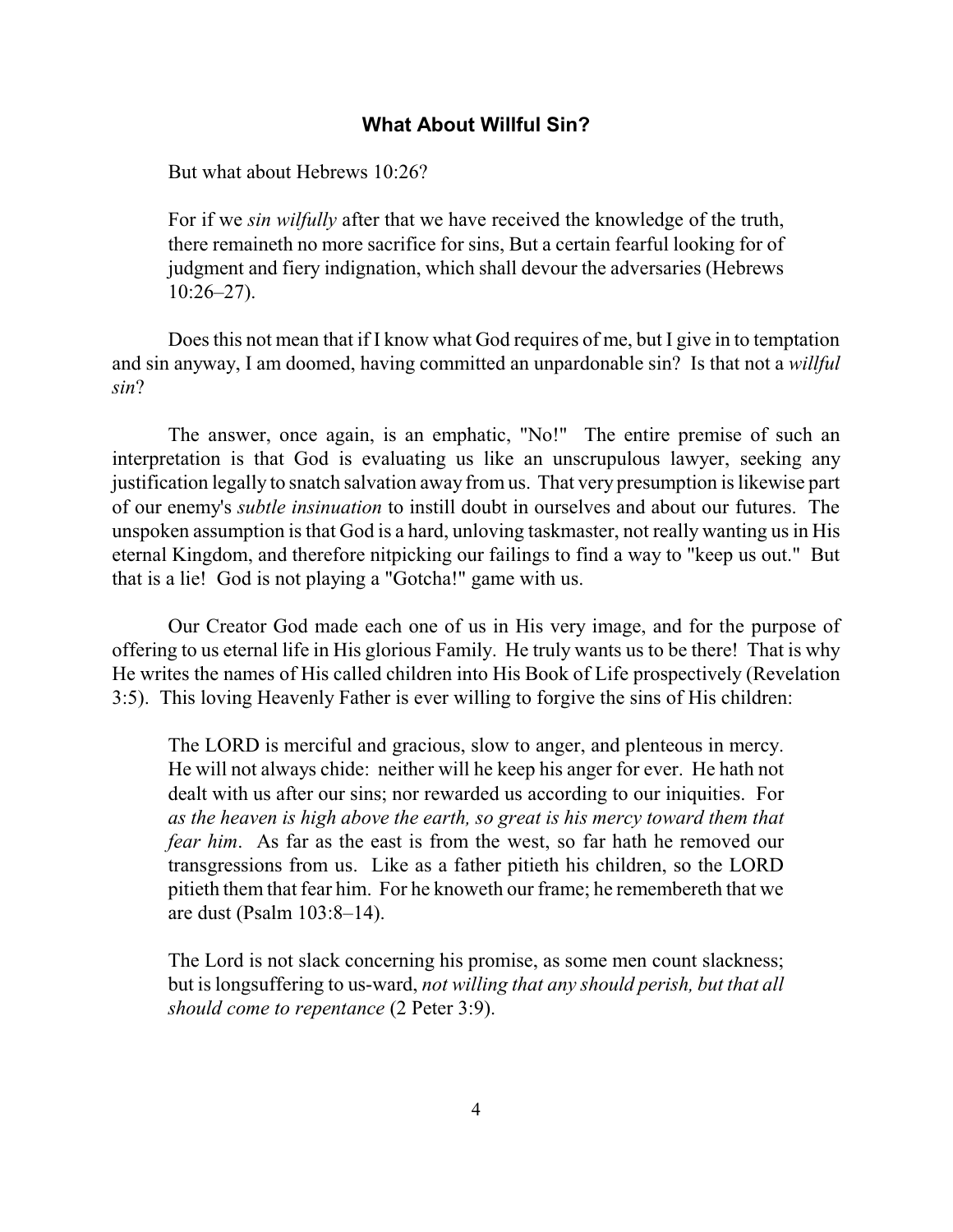### What About Willful Sin?

But what about Hebrews 10:26?

> For if we *sin wilfully* after that we have received the knowledge of the truth, there remaineth no more sacrifice for sins, But a certain fearful looking for of judgment and fiery indignation, which shall devour the adversaries (Hebrews 10:26–27).

Does this not mean that if I know what God requires of me, but I give in to temptation and sin anyway, I am doomed, having committed an unpardonable sin? Is that not a *willful sin*?

The answer, once again, is an emphatic, "No!" The entire premise of such an interpretation is that God is evaluating us like an unscrupulous lawyer, seeking any justification legally to snatch salvation away from us. That very presumption is likewise part of our enemy's *subtle insinuation* to instill doubt in ourselves and about our futures. The unspoken assumption is that God is a hard, unloving taskmaster, not really wanting us in His eternal Kingdom, and therefore nitpicking our failings to find a way to "keep us out." But that is a lie! God is not playing a "Gotcha!" game with us.

Our Creator God made each one of us in His very image, and for the purpose of offering to us eternal life in His glorious Family. He truly wants us to be there! That is why He writes the names of His called children into His Book of Life prospectively (Revelation 3:5). This loving Heavenly Father is ever willing to forgive the sins of His children:

> The LORD is merciful and gracious, slow to anger, and plenteous in mercy. He will not always chide: neither will he keep his anger for ever. He hath not dealt with us after our sins; nor rewarded us according to our iniquities. For *as the heaven is high above the earth, so great is his mercy toward them that fear him*. As far as the east is from the west, so far hath he removed our transgressions from us. Like as a father pitieth his children, so the LORD pitieth them that fear him. For he knoweth our frame; he remembereth that we are dust (Psalm 103:8–14).

> The Lord is not slack concerning his promise, as some men count slackness; but is longsuffering to us-ward, *not willing that any should perish, but that all should come to repentance* (2 Peter 3:9).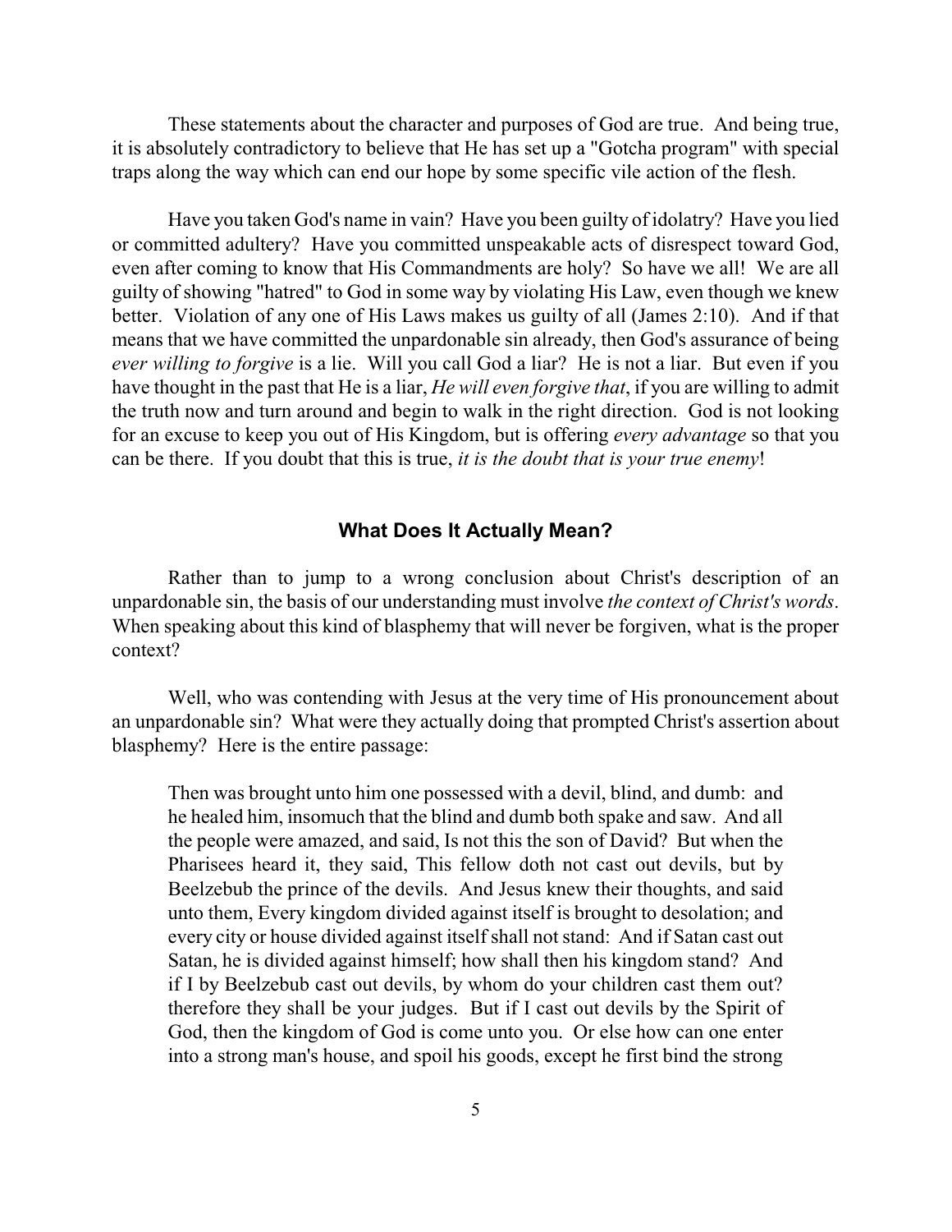These statements about the character and purposes of God are true. And being true, it is absolutely contradictory to believe that He has set up a "Gotcha program" with special traps along the way which can end our hope by some specific vile action of the flesh.

Have you taken God's name in vain? Have you been guilty of idolatry? Have you lied or committed adultery? Have you committed unspeakable acts of disrespect toward God, even after coming to know that His Commandments are holy? So have we all! We are all guilty of showing "hatred" to God in some way by violating His Law, even though we knew better. Violation of any one of His Laws makes us guilty of all (James 2:10). And if that means that we have committed the unpardonable sin already, then God's assurance of being *ever willing to forgive* is a lie. Will you call God a liar? He is not a liar. But even if you have thought in the past that He is a liar, *He will even forgive that*, if you are willing to admit the truth now and turn around and begin to walk in the right direction. God is not looking for an excuse to keep you out of His Kingdom, but is offering *every advantage* so that you can be there. If you doubt that this is true, *it is the doubt that is your true enemy*!

## What Does It Actually Mean?

Rather than to jump to a wrong conclusion about Christ's description of an unpardonable sin, the basis of our understanding must involve *the context of Christ's words*. When speaking about this kind of blasphemy that will never be forgiven, what is the proper context?

Well, who was contending with Jesus at the very time of His pronouncement about an unpardonable sin? What were they actually doing that prompted Christ's assertion about blasphemy? Here is the entire passage:

> Then was brought unto him one possessed with a devil, blind, and dumb: and he healed him, insomuch that the blind and dumb both spake and saw. And all the people were amazed, and said, Is not this the son of David? But when the Pharisees heard it, they said, This fellow doth not cast out devils, but by Beelzebub the prince of the devils. And Jesus knew their thoughts, and said unto them, Every kingdom divided against itself is brought to desolation; and every city or house divided against itself shall not stand: And if Satan cast out Satan, he is divided against himself; how shall then his kingdom stand? And if I by Beelzebub cast out devils, by whom do your children cast them out? therefore they shall be your judges. But if I cast out devils by the Spirit of God, then the kingdom of God is come unto you. Or else how can one enter into a strong man's house, and spoil his goods, except he first bind the strong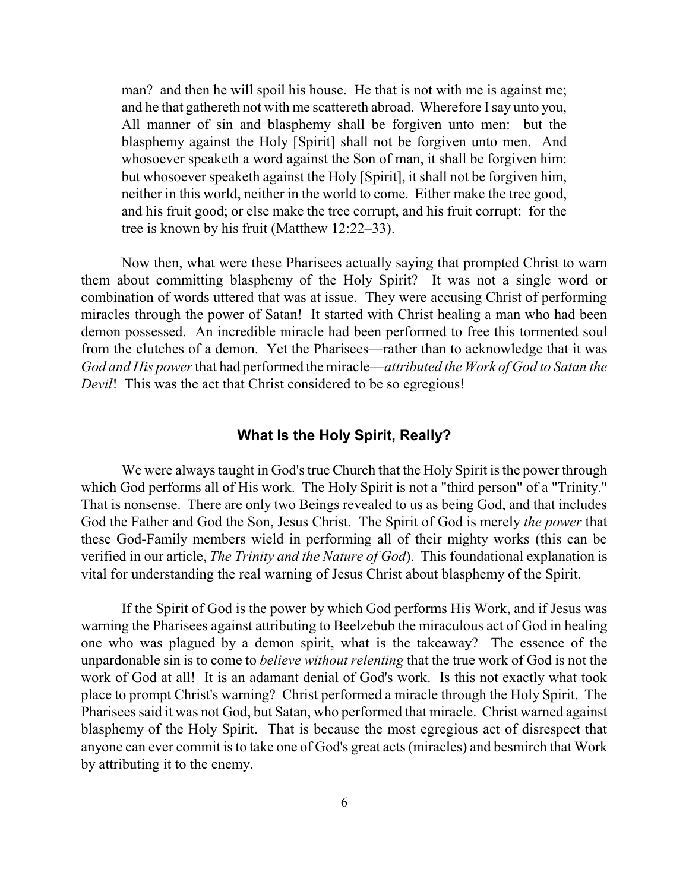> man? and then he will spoil his house. He that is not with me is against me; and he that gathereth not with me scattereth abroad. Wherefore I say unto you, All manner of sin and blasphemy shall be forgiven unto men: but the blasphemy against the Holy [Spirit] shall not be forgiven unto men. And whosoever speaketh a word against the Son of man, it shall be forgiven him: but whosoever speaketh against the Holy [Spirit], it shall not be forgiven him, neither in this world, neither in the world to come. Either make the tree good, and his fruit good; or else make the tree corrupt, and his fruit corrupt: for the tree is known by his fruit (Matthew 12:22–33).

Now then, what were these Pharisees actually saying that prompted Christ to warn them about committing blasphemy of the Holy Spirit? It was not a single word or combination of words uttered that was at issue. They were accusing Christ of performing miracles through the power of Satan! It started with Christ healing a man who had been demon possessed. An incredible miracle had been performed to free this tormented soul from the clutches of a demon. Yet the Pharisees—rather than to acknowledge that it was *God and His power* that had performed the miracle—*attributed the Work of God to Satan the Devil*! This was the act that Christ considered to be so egregious!

## What Is the Holy Spirit, Really?

We were always taught in God's true Church that the Holy Spirit is the power through which God performs all of His work. The Holy Spirit is not a "third person" of a "Trinity." That is nonsense. There are only two Beings revealed to us as being God, and that includes God the Father and God the Son, Jesus Christ. The Spirit of God is merely *the power* that these God-Family members wield in performing all of their mighty works (this can be verified in our article, *The Trinity and the Nature of God*). This foundational explanation is vital for understanding the real warning of Jesus Christ about blasphemy of the Spirit.

If the Spirit of God is the power by which God performs His Work, and if Jesus was warning the Pharisees against attributing to Beelzebub the miraculous act of God in healing one who was plagued by a demon spirit, what is the takeaway? The essence of the unpardonable sin is to come to *believe without relenting* that the true work of God is not the work of God at all! It is an adamant denial of God's work. Is this not exactly what took place to prompt Christ's warning? Christ performed a miracle through the Holy Spirit. The Pharisees said it was not God, but Satan, who performed that miracle. Christ warned against blasphemy of the Holy Spirit. That is because the most egregious act of disrespect that anyone can ever commit is to take one of God's great acts (miracles) and besmirch that Work by attributing it to the enemy.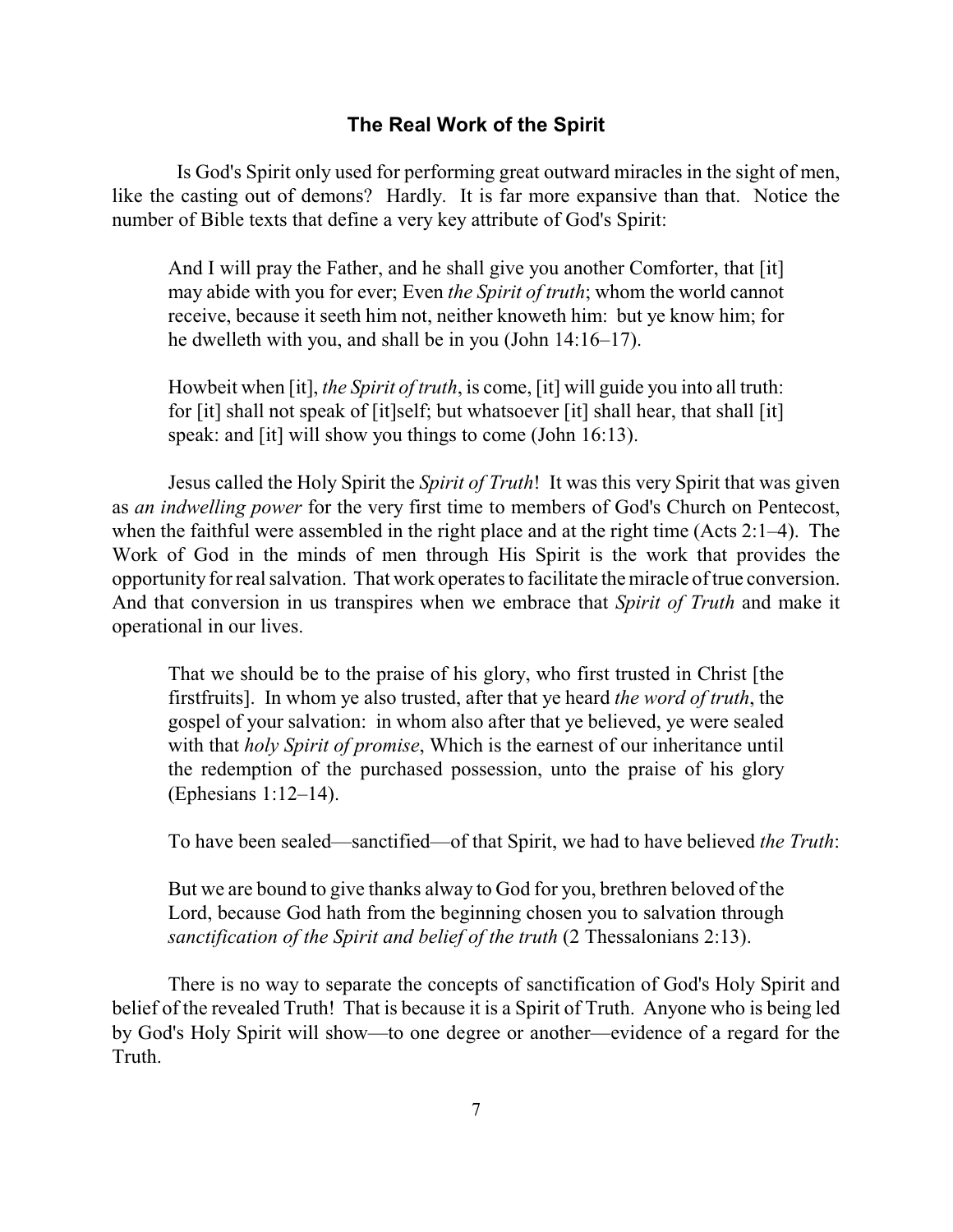### The Real Work of the Spirit

Is God's Spirit only used for performing great outward miracles in the sight of men, like the casting out of demons? Hardly. It is far more expansive than that. Notice the number of Bible texts that define a very key attribute of God's Spirit:

> And I will pray the Father, and he shall give you another Comforter, that [it] may abide with you for ever; Even *the Spirit of truth*; whom the world cannot receive, because it seeth him not, neither knoweth him: but ye know him; for he dwelleth with you, and shall be in you (John 14:16–17).

> Howbeit when [it], *the Spirit of truth*, is come, [it] will guide you into all truth: for [it] shall not speak of [it]self; but whatsoever [it] shall hear, that shall [it] speak: and [it] will show you things to come (John 16:13).

Jesus called the Holy Spirit the *Spirit of Truth*! It was this very Spirit that was given as *an indwelling power* for the very first time to members of God's Church on Pentecost, when the faithful were assembled in the right place and at the right time (Acts 2:1–4). The Work of God in the minds of men through His Spirit is the work that provides the opportunity for real salvation. That work operates to facilitate the miracle of true conversion. And that conversion in us transpires when we embrace that *Spirit of Truth* and make it operational in our lives.

> That we should be to the praise of his glory, who first trusted in Christ [the firstfruits]. In whom ye also trusted, after that ye heard *the word of truth*, the gospel of your salvation: in whom also after that ye believed, ye were sealed with that *holy Spirit of promise*, Which is the earnest of our inheritance until the redemption of the purchased possession, unto the praise of his glory (Ephesians 1:12–14).

> To have been sealed—sanctified—of that Spirit, we had to have believed *the Truth*:

> But we are bound to give thanks alway to God for you, brethren beloved of the Lord, because God hath from the beginning chosen you to salvation through *sanctification of the Spirit and belief of the truth* (2 Thessalonians 2:13).

There is no way to separate the concepts of sanctification of God's Holy Spirit and belief of the revealed Truth! That is because it is a Spirit of Truth. Anyone who is being led by God's Holy Spirit will show—to one degree or another—evidence of a regard for the Truth.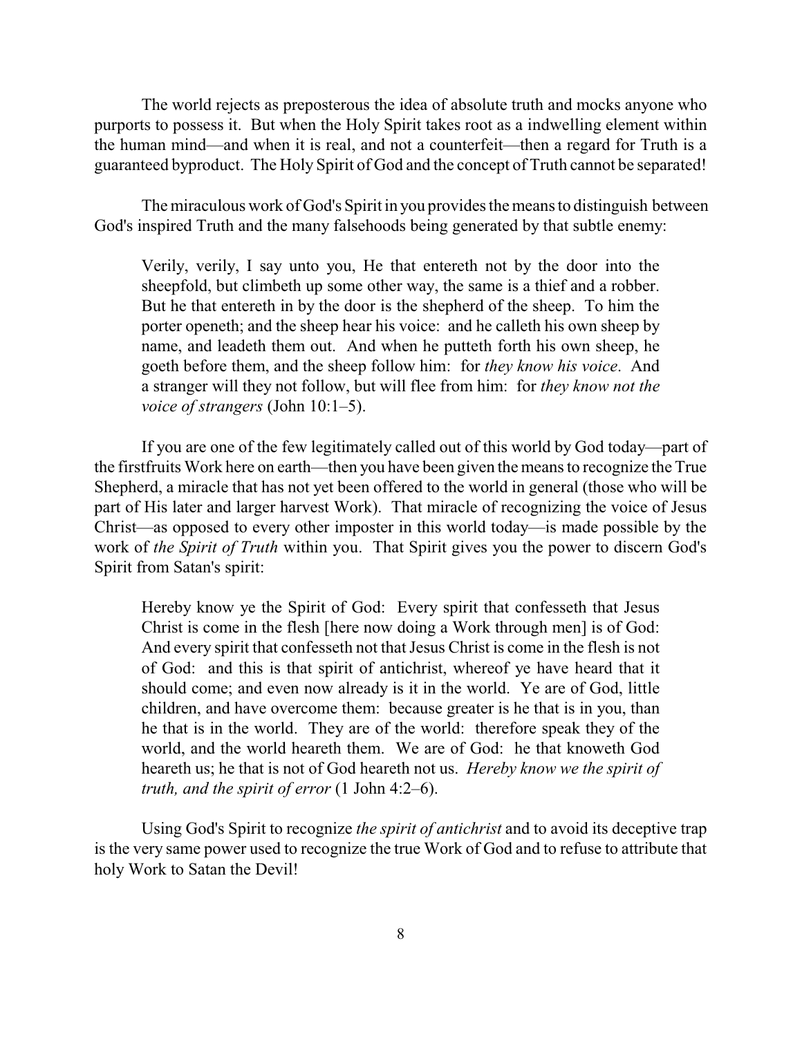The world rejects as preposterous the idea of absolute truth and mocks anyone who purports to possess it. But when the Holy Spirit takes root as a indwelling element within the human mind—and when it is real, and not a counterfeit—then a regard for Truth is a guaranteed byproduct. The Holy Spirit of God and the concept of Truth cannot be separated!

The miraculous work of God's Spirit in you provides the means to distinguish between God's inspired Truth and the many falsehoods being generated by that subtle enemy:

> Verily, verily, I say unto you, He that entereth not by the door into the sheepfold, but climbeth up some other way, the same is a thief and a robber. But he that entereth in by the door is the shepherd of the sheep. To him the porter openeth; and the sheep hear his voice: and he calleth his own sheep by name, and leadeth them out. And when he putteth forth his own sheep, he goeth before them, and the sheep follow him: for *they know his voice*. And a stranger will they not follow, but will flee from him: for *they know not the voice of strangers* (John 10:1–5).

If you are one of the few legitimately called out of this world by God today—part of the firstfruits Work here on earth—then you have been given the means to recognize the True Shepherd, a miracle that has not yet been offered to the world in general (those who will be part of His later and larger harvest Work). That miracle of recognizing the voice of Jesus Christ—as opposed to every other imposter in this world today—is made possible by the work of *the Spirit of Truth* within you. That Spirit gives you the power to discern God's Spirit from Satan's spirit:

> Hereby know ye the Spirit of God: Every spirit that confesseth that Jesus Christ is come in the flesh [here now doing a Work through men] is of God: And every spirit that confesseth not that Jesus Christ is come in the flesh is not of God: and this is that spirit of antichrist, whereof ye have heard that it should come; and even now already is it in the world. Ye are of God, little children, and have overcome them: because greater is he that is in you, than he that is in the world. They are of the world: therefore speak they of the world, and the world heareth them. We are of God: he that knoweth God heareth us; he that is not of God heareth not us. *Hereby know we the spirit of truth, and the spirit of error* (1 John 4:2–6).

Using God's Spirit to recognize *the spirit of antichrist* and to avoid its deceptive trap is the very same power used to recognize the true Work of God and to refuse to attribute that holy Work to Satan the Devil!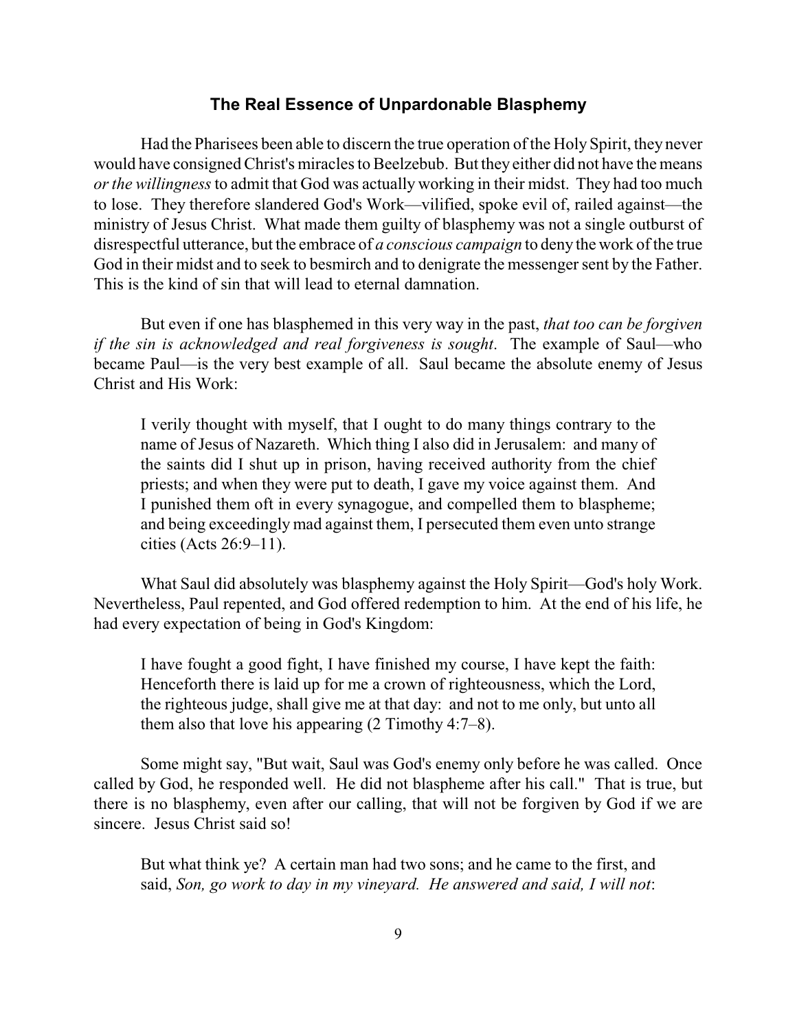### The Real Essence of Unpardonable Blasphemy

Had the Pharisees been able to discern the true operation of the Holy Spirit, they never would have consigned Christ's miracles to Beelzebub. But they either did not have the means *or the willingness* to admit that God was actually working in their midst. They had too much to lose. They therefore slandered God's Work—vilified, spoke evil of, railed against—the ministry of Jesus Christ. What made them guilty of blasphemy was not a single outburst of disrespectful utterance, but the embrace of *a conscious campaign* to deny the work of the true God in their midst and to seek to besmirch and to denigrate the messenger sent by the Father. This is the kind of sin that will lead to eternal damnation.

But even if one has blasphemed in this very way in the past, *that too can be forgiven if the sin is acknowledged and real forgiveness is sought*. The example of Saul—who became Paul—is the very best example of all. Saul became the absolute enemy of Jesus Christ and His Work:

> I verily thought with myself, that I ought to do many things contrary to the name of Jesus of Nazareth. Which thing I also did in Jerusalem: and many of the saints did I shut up in prison, having received authority from the chief priests; and when they were put to death, I gave my voice against them. And I punished them oft in every synagogue, and compelled them to blaspheme; and being exceedingly mad against them, I persecuted them even unto strange cities (Acts 26:9–11).

What Saul did absolutely was blasphemy against the Holy Spirit—God's holy Work. Nevertheless, Paul repented, and God offered redemption to him. At the end of his life, he had every expectation of being in God's Kingdom:

> I have fought a good fight, I have finished my course, I have kept the faith: Henceforth there is laid up for me a crown of righteousness, which the Lord, the righteous judge, shall give me at that day: and not to me only, but unto all them also that love his appearing (2 Timothy 4:7–8).

Some might say, "But wait, Saul was God's enemy only before he was called. Once called by God, he responded well. He did not blaspheme after his call." That is true, but there is no blasphemy, even after our calling, that will not be forgiven by God if we are sincere. Jesus Christ said so!

> But what think ye? A certain man had two sons; and he came to the first, and said, *Son, go work to day in my vineyard. He answered and said, I will not*: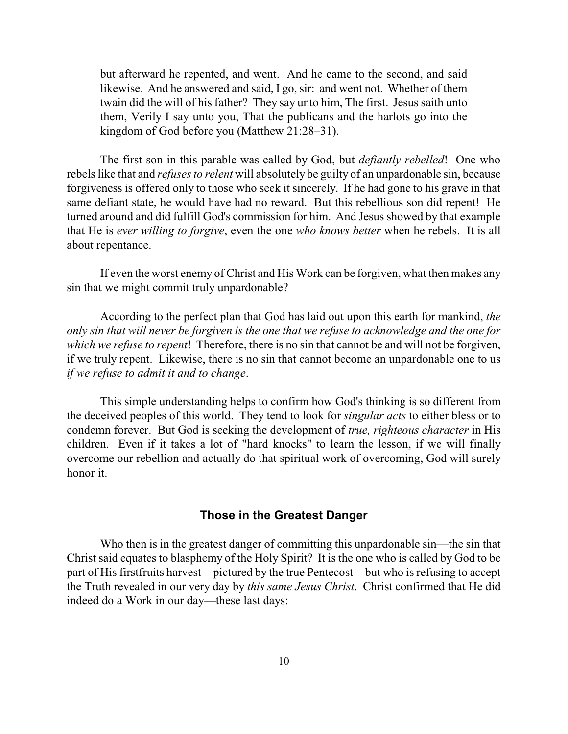> but afterward he repented, and went. And he came to the second, and said likewise. And he answered and said, I go, sir: and went not. Whether of them twain did the will of his father? They say unto him, The first. Jesus saith unto them, Verily I say unto you, That the publicans and the harlots go into the kingdom of God before you (Matthew 21:28–31).

The first son in this parable was called by God, but *defiantly rebelled*! One who rebels like that and *refuses to relent* will absolutely be guilty of an unpardonable sin, because forgiveness is offered only to those who seek it sincerely. If he had gone to his grave in that same defiant state, he would have had no reward. But this rebellious son did repent! He turned around and did fulfill God's commission for him. And Jesus showed by that example that He is *ever willing to forgive*, even the one *who knows better* when he rebels. It is all about repentance.

If even the worst enemy of Christ and His Work can be forgiven, what then makes any sin that we might commit truly unpardonable?

According to the perfect plan that God has laid out upon this earth for mankind, *the only sin that will never be forgiven is the one that we refuse to acknowledge and the one for which we refuse to repent*! Therefore, there is no sin that cannot be and will not be forgiven, if we truly repent. Likewise, there is no sin that cannot become an unpardonable one to us *if we refuse to admit it and to change*.

This simple understanding helps to confirm how God's thinking is so different from the deceived peoples of this world. They tend to look for *singular acts* to either bless or to condemn forever. But God is seeking the development of *true, righteous character* in His children. Even if it takes a lot of "hard knocks" to learn the lesson, if we will finally overcome our rebellion and actually do that spiritual work of overcoming, God will surely honor it.

## Those in the Greatest Danger

Who then is in the greatest danger of committing this unpardonable sin—the sin that Christ said equates to blasphemy of the Holy Spirit? It is the one who is called by God to be part of His firstfruits harvest—pictured by the true Pentecost—but who is refusing to accept the Truth revealed in our very day by *this same Jesus Christ*. Christ confirmed that He did indeed do a Work in our day—these last days: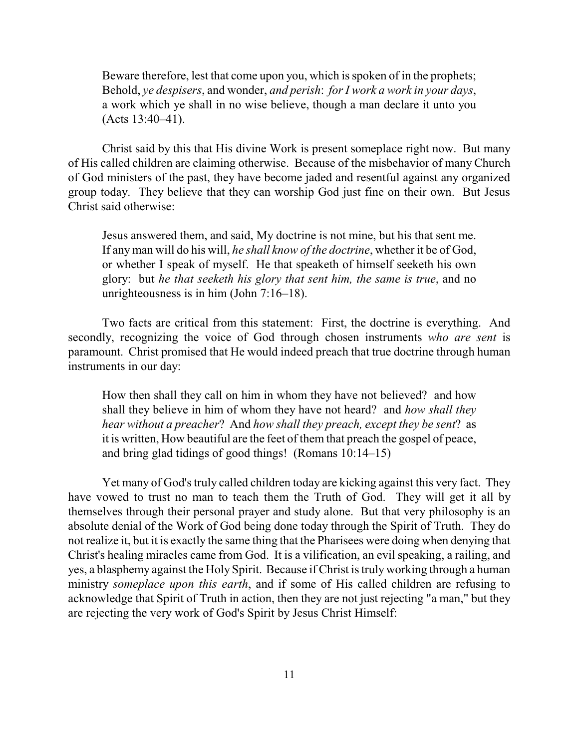> Beware therefore, lest that come upon you, which is spoken of in the prophets; Behold, *ye despisers*, and wonder, *and perish*: *for I work a work in your days*, a work which ye shall in no wise believe, though a man declare it unto you (Acts 13:40–41).

Christ said by this that His divine Work is present someplace right now. But many of His called children are claiming otherwise. Because of the misbehavior of many Church of God ministers of the past, they have become jaded and resentful against any organized group today. They believe that they can worship God just fine on their own. But Jesus Christ said otherwise:

> Jesus answered them, and said, My doctrine is not mine, but his that sent me. If any man will do his will, *he shall know of the doctrine*, whether it be of God, or whether I speak of myself. He that speaketh of himself seeketh his own glory: but *he that seeketh his glory that sent him, the same is true*, and no unrighteousness is in him (John 7:16–18).

Two facts are critical from this statement: First, the doctrine is everything. And secondly, recognizing the voice of God through chosen instruments *who are sent* is paramount. Christ promised that He would indeed preach that true doctrine through human instruments in our day:

> How then shall they call on him in whom they have not believed? and how shall they believe in him of whom they have not heard? and *how shall they hear without a preacher*? And *how shall they preach, except they be sent*? as it is written, How beautiful are the feet of them that preach the gospel of peace, and bring glad tidings of good things! (Romans 10:14–15)

Yet many of God's truly called children today are kicking against this very fact. They have vowed to trust no man to teach them the Truth of God. They will get it all by themselves through their personal prayer and study alone. But that very philosophy is an absolute denial of the Work of God being done today through the Spirit of Truth. They do not realize it, but it is exactly the same thing that the Pharisees were doing when denying that Christ's healing miracles came from God. It is a vilification, an evil speaking, a railing, and yes, a blasphemy against the Holy Spirit. Because if Christ is truly working through a human ministry *someplace upon this earth*, and if some of His called children are refusing to acknowledge that Spirit of Truth in action, then they are not just rejecting "a man," but they are rejecting the very work of God's Spirit by Jesus Christ Himself: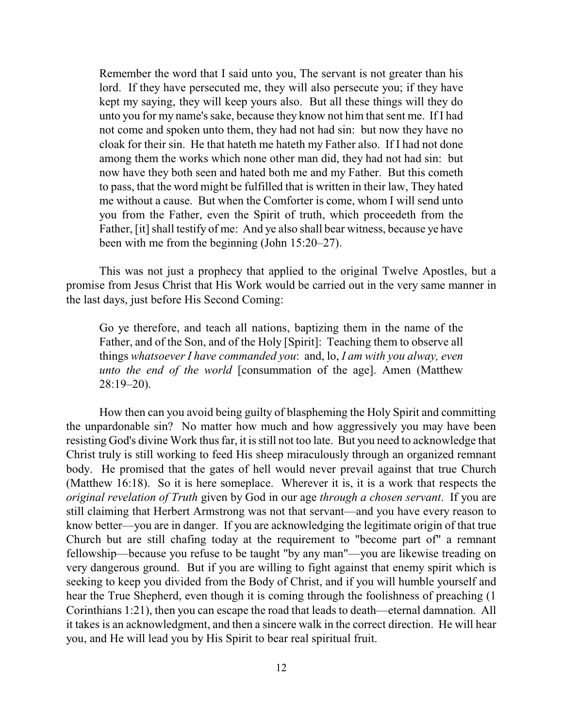> Remember the word that I said unto you, The servant is not greater than his lord. If they have persecuted me, they will also persecute you; if they have kept my saying, they will keep yours also. But all these things will they do unto you for my name's sake, because they know not him that sent me. If I had not come and spoken unto them, they had not had sin: but now they have no cloak for their sin. He that hateth me hateth my Father also. If I had not done among them the works which none other man did, they had not had sin: but now have they both seen and hated both me and my Father. But this cometh to pass, that the word might be fulfilled that is written in their law, They hated me without a cause. But when the Comforter is come, whom I will send unto you from the Father, even the Spirit of truth, which proceedeth from the Father, [it] shall testify of me: And ye also shall bear witness, because ye have been with me from the beginning (John 15:20–27).

This was not just a prophecy that applied to the original Twelve Apostles, but a promise from Jesus Christ that His Work would be carried out in the very same manner in the last days, just before His Second Coming:

> Go ye therefore, and teach all nations, baptizing them in the name of the Father, and of the Son, and of the Holy [Spirit]: Teaching them to observe all things *whatsoever I have commanded you*: and, lo, *I am with you alway, even unto the end of the world* [consummation of the age]. Amen (Matthew 28:19–20).

How then can you avoid being guilty of blaspheming the Holy Spirit and committing the unpardonable sin? No matter how much and how aggressively you may have been resisting God's divine Work thus far, it is still not too late. But you need to acknowledge that Christ truly is still working to feed His sheep miraculously through an organized remnant body. He promised that the gates of hell would never prevail against that true Church (Matthew 16:18). So it is here someplace. Wherever it is, it is a work that respects the *original revelation of Truth* given by God in our age *through a chosen servant*. If you are still claiming that Herbert Armstrong was not that servant—and you have every reason to know better—you are in danger. If you are acknowledging the legitimate origin of that true Church but are still chafing today at the requirement to "become part of" a remnant fellowship—because you refuse to be taught "by any man"—you are likewise treading on very dangerous ground. But if you are willing to fight against that enemy spirit which is seeking to keep you divided from the Body of Christ, and if you will humble yourself and hear the True Shepherd, even though it is coming through the foolishness of preaching (1 Corinthians 1:21), then you can escape the road that leads to death—eternal damnation. All it takes is an acknowledgment, and then a sincere walk in the correct direction. He will hear you, and He will lead you by His Spirit to bear real spiritual fruit.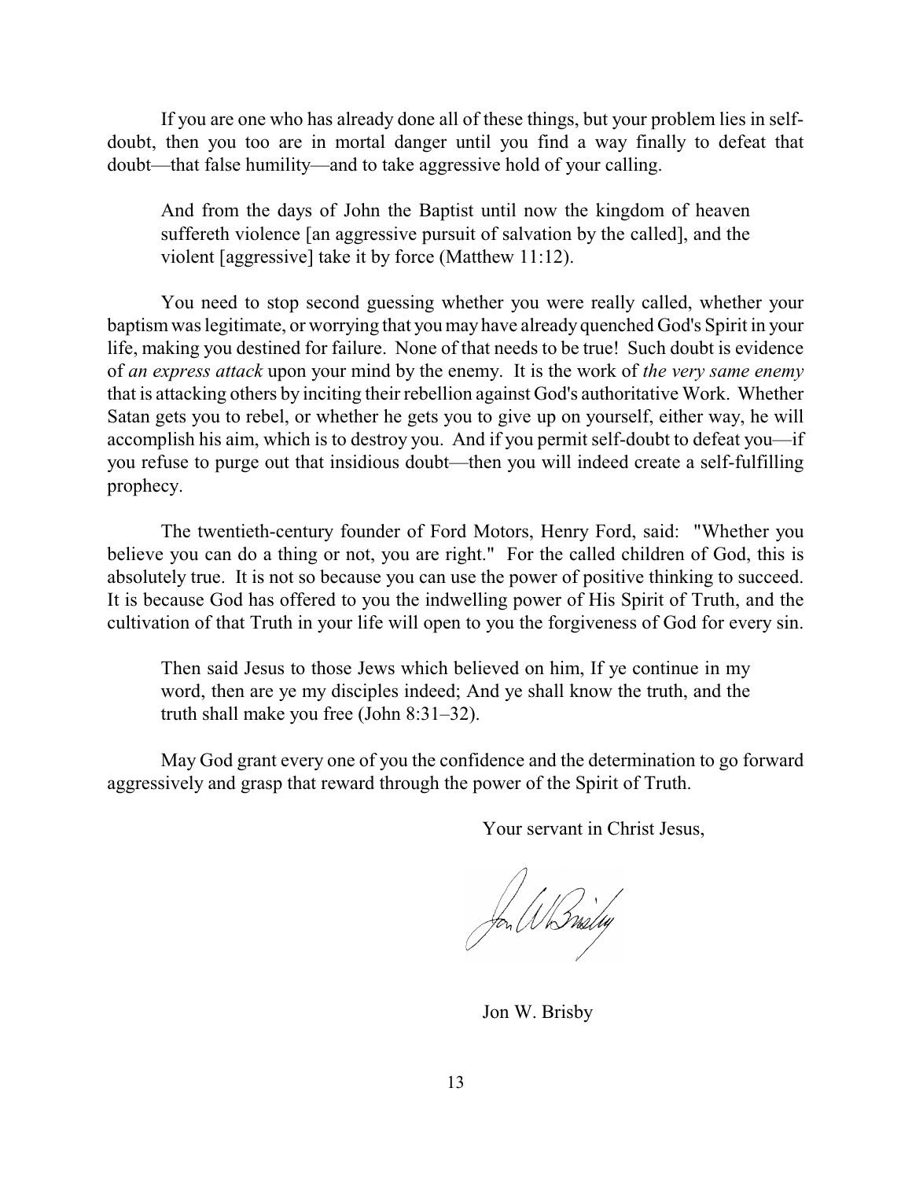If you are one who has already done all of these things, but your problem lies in self-doubt, then you too are in mortal danger until you find a way finally to defeat that doubt—that false humility—and to take aggressive hold of your calling.

> And from the days of John the Baptist until now the kingdom of heaven suffereth violence [an aggressive pursuit of salvation by the called], and the violent [aggressive] take it by force (Matthew 11:12).

You need to stop second guessing whether you were really called, whether your baptism was legitimate, or worrying that you may have already quenched God's Spirit in your life, making you destined for failure. None of that needs to be true! Such doubt is evidence of *an express attack* upon your mind by the enemy. It is the work of *the very same enemy* that is attacking others by inciting their rebellion against God's authoritative Work. Whether Satan gets you to rebel, or whether he gets you to give up on yourself, either way, he will accomplish his aim, which is to destroy you. And if you permit self-doubt to defeat you—if you refuse to purge out that insidious doubt—then you will indeed create a self-fulfilling prophecy.

The twentieth-century founder of Ford Motors, Henry Ford, said: "Whether you believe you can do a thing or not, you are right." For the called children of God, this is absolutely true. It is not so because you can use the power of positive thinking to succeed. It is because God has offered to you the indwelling power of His Spirit of Truth, and the cultivation of that Truth in your life will open to you the forgiveness of God for every sin.

> Then said Jesus to those Jews which believed on him, If ye continue in my word, then are ye my disciples indeed; And ye shall know the truth, and the truth shall make you free (John 8:31–32).

May God grant every one of you the confidence and the determination to go forward aggressively and grasp that reward through the power of the Spirit of Truth.

Your servant in Christ Jesus,

Jon W. Brisby